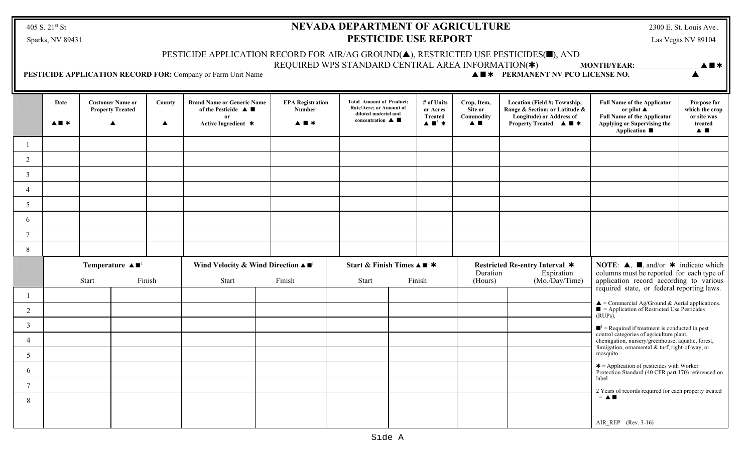405 S. 21[st] St
Sparks, NV 89431

2300 E. St. Louis Ave.
Las Vegas NV 89104

# NEVADA DEPARTMENT OF AGRICULTURE
## PESTICIDE USE REPORT

PESTICIDE APPLICATION RECORD FOR AIR/AG GROUND(▲), RESTRICTED USE PESTICIDES(■), AND REQUIRED WPS STANDARD CENTRAL AREA INFORMATION(✱) **MONTH/YEAR:** ________ ▲■✱

**PESTICIDE APPLICATION RECORD FOR:** Company or Farm Unit Name ________ ▲■✱ **PERMANENT NV PCO LICENSE NO.**________ ▲

| | Date ▲■✱ | Customer Name or Property Treated ▲ | County ▲ | Brand Name or Generic Name of the Pesticide ▲■ or Active Ingredient ✱ | EPA Registration Number ▲■✱ | Total Amount of Product; Rate/Acre; or Amount of diluted material and concentration ▲■ | # of Units or Acres Treated ▲■[1] ✱ | Crop, Item, Site or Commodity ▲■ | Location (Field #; Township, Range & Section; or Latitude & Longitude) or Address of Property Treated ▲■✱ | Full Name of the Applicator or pilot ▲ Full Name of the Applicator Applying or Supervising the Application ■ | Purpose for which the crop or site was treated ▲■[1] |
|---|---|---|---|---|---|---|---|---|---|---|---|
| 1 | | | | | | | | | | | |
| 2 | | | | | | | | | | | |
| 3 | | | | | | | | | | | |
| 4 | | | | | | | | | | | |
| 5 | | | | | | | | | | | |
| 6 | | | | | | | | | | | |
| 7 | | | | | | | | | | | |
| 8 | | | | | | | | | | | |

| | Temperature ▲■[1] | | Wind Velocity & Wind Direction ▲■[1] | | Start & Finish Times ▲■[1] ✱ | | Restricted Re-entry Interval ✱ | |
|---|---|---|---|---|---|---|---|---|
| | Start | Finish | Start | Finish | Start | Finish | Duration (Hours) | Expiration (Mo./Day/Time) |
| 1 | | | | | | | | |
| 2 | | | | | | | | |
| 3 | | | | | | | | |
| 4 | | | | | | | | |
| 5 | | | | | | | | |
| 6 | | | | | | | | |
| 7 | | | | | | | | |
| 8 | | | | | | | | |

**NOTE**: ▲, ■, and/or ✱ indicate which columns must be reported for each type of application record according to various required state, or federal reporting laws.

▲ = Commercial Ag/Ground & Aerial applications.
■ = Application of Restricted Use Pesticides (RUPs).

■[1] = Required if treatment is conducted in pest control categories of agriculture plant, chemigation, nursery/greenhouse, aquatic, forest, fumigation, ornamental & turf, right-of-way, or mosquito.

✱ = Application of pesticides with Worker Protection Standard (40 CFR part 170) referenced on label.

2 Years of records required for each property treated = ▲■

AIR_REP (Rev. 3-16)

Side A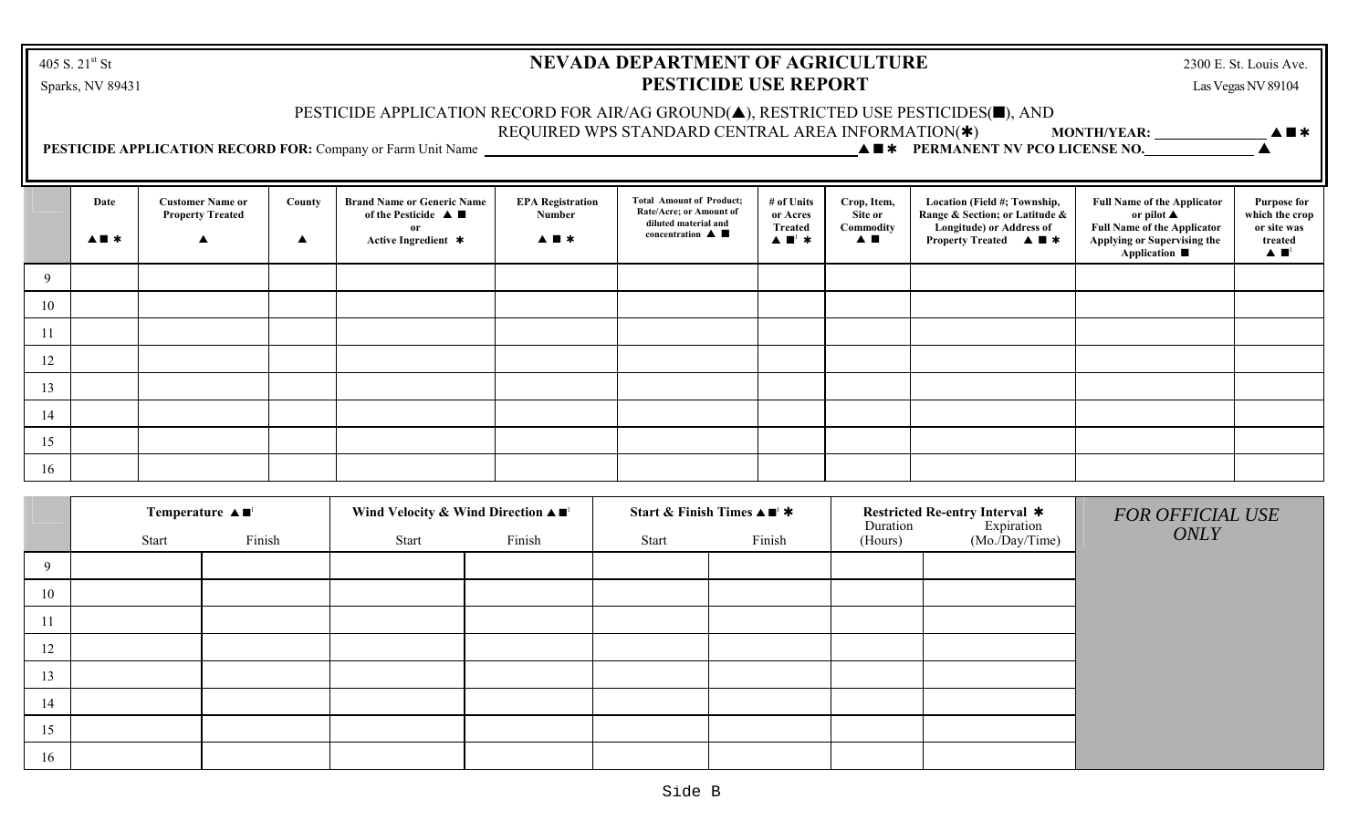405 S. 21st St
Sparks, NV 89431

# NEVADA DEPARTMENT OF AGRICULTURE
## PESTICIDE USE REPORT

2300 E. St. Louis Ave.
Las Vegas NV 89104

PESTICIDE APPLICATION RECORD FOR AIR/AG GROUND(▲), RESTRICTED USE PESTICIDES(■), AND REQUIRED WPS STANDARD CENTRAL AREA INFORMATION(✱)

**MONTH/YEAR:** _______________ ▲■✱

**PESTICIDE APPLICATION RECORD FOR:** Company or Farm Unit Name ______________________________ ▲■✱ **PERMANENT NV PCO LICENSE NO.** _______________ ▲

| | Date ▲■✱ | Customer Name or Property Treated ▲ | County ▲ | Brand Name or Generic Name of the Pesticide ▲■ or Active Ingredient ✱ | EPA Registration Number ▲■✱ | Total Amount of Product; Rate/Acre; or Amount of diluted material and concentration ▲■ | # of Units or Acres Treated ▲■[1]✱ | Crop, Item, Site or Commodity ▲■ | Location (Field #; Township, Range & Section; or Latitude & Longitude) or Address of Property Treated ▲■✱ | Full Name of the Applicator or pilot ▲ Full Name of the Applicator Applying or Supervising the Application ■ | Purpose for which the crop or site was treated ▲■[1] |
|---|---|---|---|---|---|---|---|---|---|---|---|
| 9 | | | | | | | | | | | |
| 10 | | | | | | | | | | | |
| 11 | | | | | | | | | | | |
| 12 | | | | | | | | | | | |
| 13 | | | | | | | | | | | |
| 14 | | | | | | | | | | | |
| 15 | | | | | | | | | | | |
| 16 | | | | | | | | | | | |

| | Temperature ▲■[1] | | Wind Velocity & Wind Direction ▲■[1] | | Start & Finish Times ▲■[1]✱ | | Restricted Re-entry Interval ✱ | | *FOR OFFICIAL USE ONLY* |
|---|---|---|---|---|---|---|---|---|---|
| | Start | Finish | Start | Finish | Start | Finish | Duration (Hours) | Expiration (Mo./Day/Time) | |
| 9 | | | | | | | | | |
| 10 | | | | | | | | | |
| 11 | | | | | | | | | |
| 12 | | | | | | | | | |
| 13 | | | | | | | | | |
| 14 | | | | | | | | | |
| 15 | | | | | | | | | |
| 16 | | | | | | | | | |

Side B